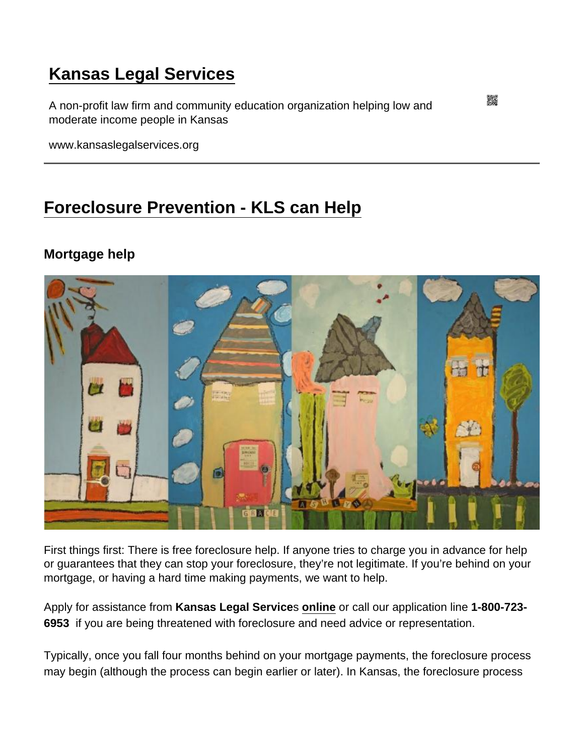# Kansas Legal Services

A non-profit law firm and community education organization helping low and moderate income people in Kansas

www.kansaslegalservices.org

## Foreclosure Prevention - KLS can Help

### Mortgage help

First things first: There is free foreclosure help. If anyone tries to charge you in advance for help or guarantees that they can stop your foreclosure, they're not legitimate. If you're behind on your mortgage, or having a hard time making payments, we want to help.

Apply for assistance from **Kansas Legal Services** online or call our application line **1-800-723-6953** if you are being threatened with foreclosure and need advice or representation.

Typically, once you fall four months behind on your mortgage payments, the foreclosure process may begin (although the process can begin earlier or later). In Kansas, the foreclosure process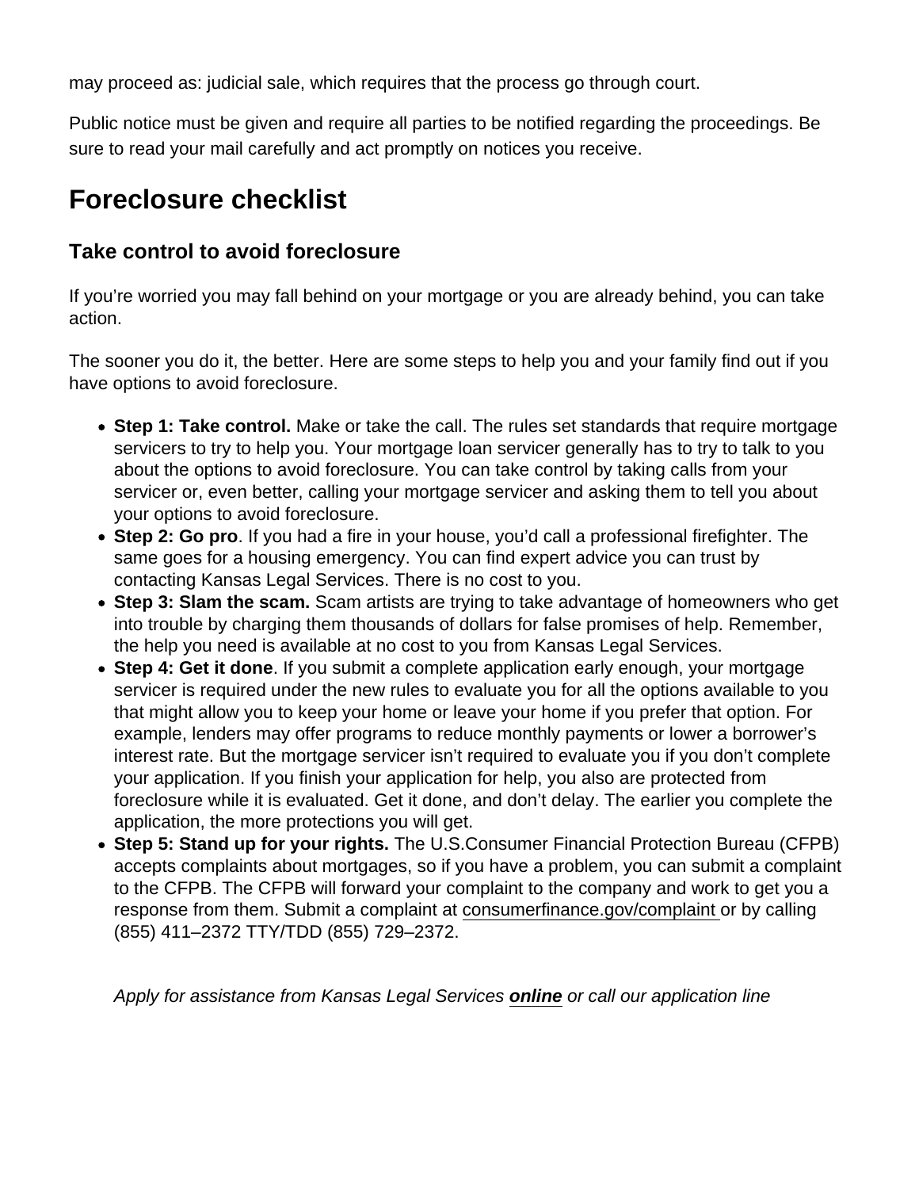may proceed as: judicial sale, which requires that the process go through court.

Public notice must be given and require all parties to be notified regarding the proceedings. Be sure to read your mail carefully and act promptly on notices you receive.

# Foreclosure checklist

## Take control to avoid foreclosure

If you're worried you may fall behind on your mortgage or you are already behind, you can take action.

The sooner you do it, the better. Here are some steps to help you and your family find out if you have options to avoid foreclosure.

- **Step 1: Take control.** Make or take the call. The rules set standards that require mortgage servicers to try to help you. Your mortgage loan servicer generally has to try to talk to you about the options to avoid foreclosure. You can take control by taking calls from your servicer or, even better, calling your mortgage servicer and asking them to tell you about your options to avoid foreclosure.
- **Step 2: Go pro**. If you had a fire in your house, you'd call a professional firefighter. The same goes for a housing emergency. You can find expert advice you can trust by contacting Kansas Legal Services. There is no cost to you.
- **Step 3: Slam the scam.** Scam artists are trying to take advantage of homeowners who get into trouble by charging them thousands of dollars for false promises of help. Remember, the help you need is available at no cost to you from Kansas Legal Services.
- **Step 4: Get it done**. If you submit a complete application early enough, your mortgage servicer is required under the new rules to evaluate you for all the options available to you that might allow you to keep your home or leave your home if you prefer that option. For example, lenders may offer programs to reduce monthly payments or lower a borrower's interest rate. But the mortgage servicer isn't required to evaluate you if you don't complete your application. If you finish your application for help, you also are protected from foreclosure while it is evaluated. Get it done, and don't delay. The earlier you complete the application, the more protections you will get.
- **Step 5: Stand up for your rights.** The U.S.Consumer Financial Protection Bureau (CFPB) accepts complaints about mortgages, so if you have a problem, you can submit a complaint to the CFPB. The CFPB will forward your complaint to the company and work to get you a response from them. Submit a complaint at consumerfinance.gov/complaint or by calling (855) 411–2372 TTY/TDD (855) 729–2372.

*Apply for assistance from Kansas Legal Services **online** or call our application line*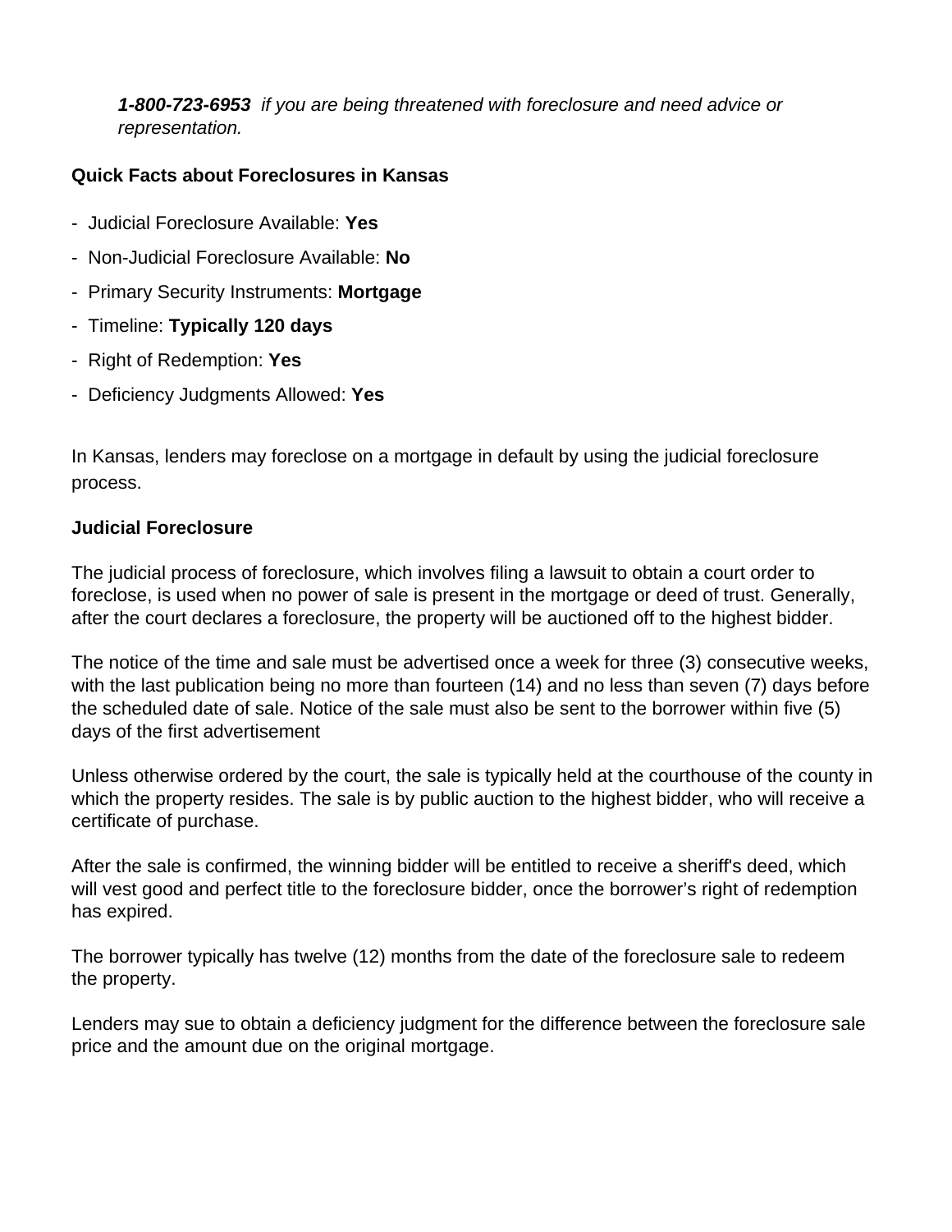***1-800-723-6953*** *if you are being threatened with foreclosure and need advice or representation.*

**Quick Facts about Foreclosures in Kansas**

- Judicial Foreclosure Available: **Yes**
- Non-Judicial Foreclosure Available: **No**
- Primary Security Instruments: **Mortgage**
- Timeline: **Typically 120 days**
- Right of Redemption: **Yes**
- Deficiency Judgments Allowed: **Yes**

In Kansas, lenders may foreclose on a mortgage in default by using the judicial foreclosure process.

**Judicial Foreclosure**

The judicial process of foreclosure, which involves filing a lawsuit to obtain a court order to foreclose, is used when no power of sale is present in the mortgage or deed of trust. Generally, after the court declares a foreclosure, the property will be auctioned off to the highest bidder.

The notice of the time and sale must be advertised once a week for three (3) consecutive weeks, with the last publication being no more than fourteen (14) and no less than seven (7) days before the scheduled date of sale. Notice of the sale must also be sent to the borrower within five (5) days of the first advertisement

Unless otherwise ordered by the court, the sale is typically held at the courthouse of the county in which the property resides. The sale is by public auction to the highest bidder, who will receive a certificate of purchase.

After the sale is confirmed, the winning bidder will be entitled to receive a sheriff's deed, which will vest good and perfect title to the foreclosure bidder, once the borrower's right of redemption has expired.

The borrower typically has twelve (12) months from the date of the foreclosure sale to redeem the property.

Lenders may sue to obtain a deficiency judgment for the difference between the foreclosure sale price and the amount due on the original mortgage.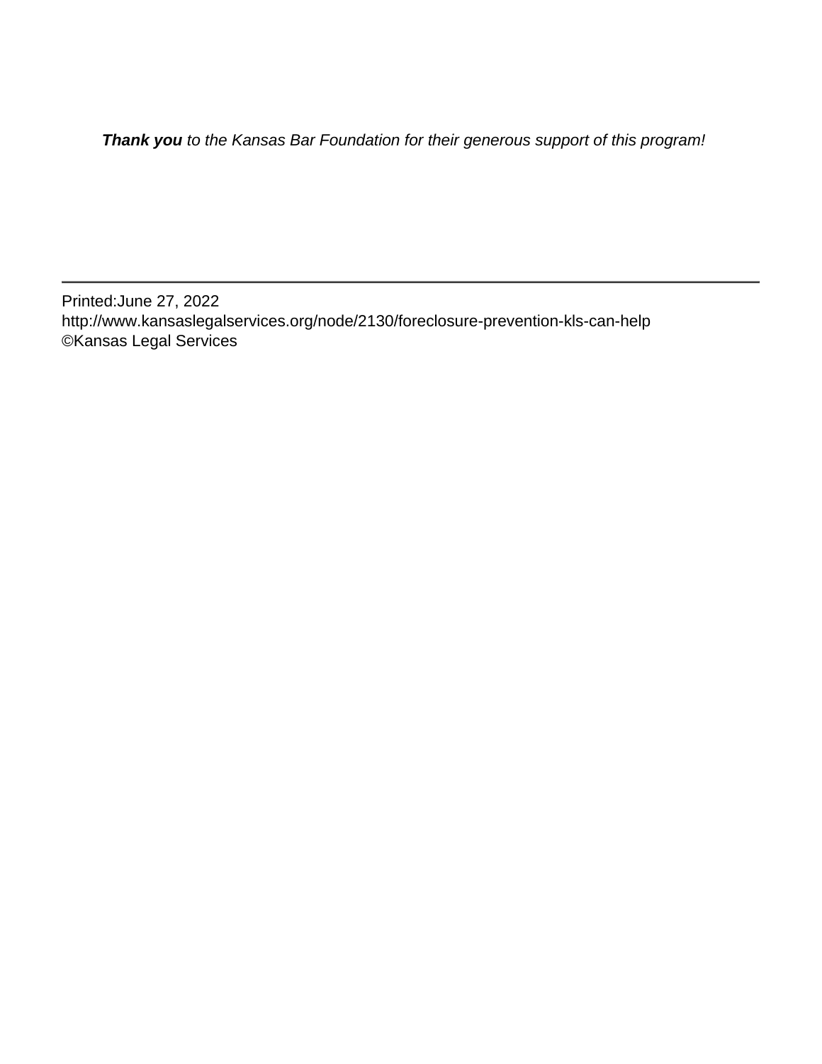***Thank you*** *to the Kansas Bar Foundation for their generous support of this program!*

---

Printed:June 27, 2022
http://www.kansaslegalservices.org/node/2130/foreclosure-prevention-kls-can-help
©Kansas Legal Services